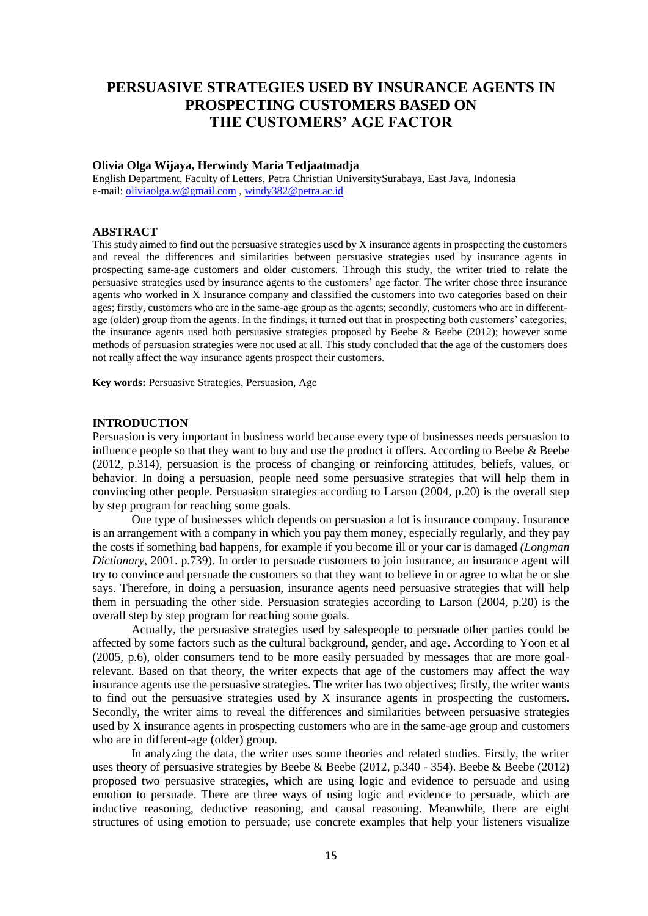# PERSUASIVE STRATEGIES USED BY INSURANCE AGENTS IN PROSPECTING CUSTOMERS BASED ON THE CUSTOMERS' AGE FACTOR

**Olivia Olga Wijaya, Herwindy Maria Tedjaatmadja**

English Department, Faculty of Letters, Petra Christian UniversitySurabaya, East Java, Indonesia
e-mail: oliviaolga.w@gmail.com , windy382@petra.ac.id

## ABSTRACT

This study aimed to find out the persuasive strategies used by X insurance agents in prospecting the customers and reveal the differences and similarities between persuasive strategies used by insurance agents in prospecting same-age customers and older customers. Through this study, the writer tried to relate the persuasive strategies used by insurance agents to the customers' age factor. The writer chose three insurance agents who worked in X Insurance company and classified the customers into two categories based on their ages; firstly, customers who are in the same-age group as the agents; secondly, customers who are in different-age (older) group from the agents. In the findings, it turned out that in prospecting both customers' categories, the insurance agents used both persuasive strategies proposed by Beebe & Beebe (2012); however some methods of persuasion strategies were not used at all. This study concluded that the age of the customers does not really affect the way insurance agents prospect their customers.

**Key words:** Persuasive Strategies, Persuasion, Age

## INTRODUCTION

Persuasion is very important in business world because every type of businesses needs persuasion to influence people so that they want to buy and use the product it offers. According to Beebe & Beebe (2012, p.314), persuasion is the process of changing or reinforcing attitudes, beliefs, values, or behavior. In doing a persuasion, people need some persuasive strategies that will help them in convincing other people. Persuasion strategies according to Larson (2004, p.20) is the overall step by step program for reaching some goals.

One type of businesses which depends on persuasion a lot is insurance company. Insurance is an arrangement with a company in which you pay them money, especially regularly, and they pay the costs if something bad happens, for example if you become ill or your car is damaged *(Longman Dictionary*, 2001. p.739). In order to persuade customers to join insurance, an insurance agent will try to convince and persuade the customers so that they want to believe in or agree to what he or she says. Therefore, in doing a persuasion, insurance agents need persuasive strategies that will help them in persuading the other side. Persuasion strategies according to Larson (2004, p.20) is the overall step by step program for reaching some goals.

Actually, the persuasive strategies used by salespeople to persuade other parties could be affected by some factors such as the cultural background, gender, and age. According to Yoon et al (2005, p.6), older consumers tend to be more easily persuaded by messages that are more goal-relevant. Based on that theory, the writer expects that age of the customers may affect the way insurance agents use the persuasive strategies. The writer has two objectives; firstly, the writer wants to find out the persuasive strategies used by X insurance agents in prospecting the customers. Secondly, the writer aims to reveal the differences and similarities between persuasive strategies used by X insurance agents in prospecting customers who are in the same-age group and customers who are in different-age (older) group.

In analyzing the data, the writer uses some theories and related studies. Firstly, the writer uses theory of persuasive strategies by Beebe & Beebe (2012, p.340 - 354). Beebe & Beebe (2012) proposed two persuasive strategies, which are using logic and evidence to persuade and using emotion to persuade. There are three ways of using logic and evidence to persuade, which are inductive reasoning, deductive reasoning, and causal reasoning. Meanwhile, there are eight structures of using emotion to persuade; use concrete examples that help your listeners visualize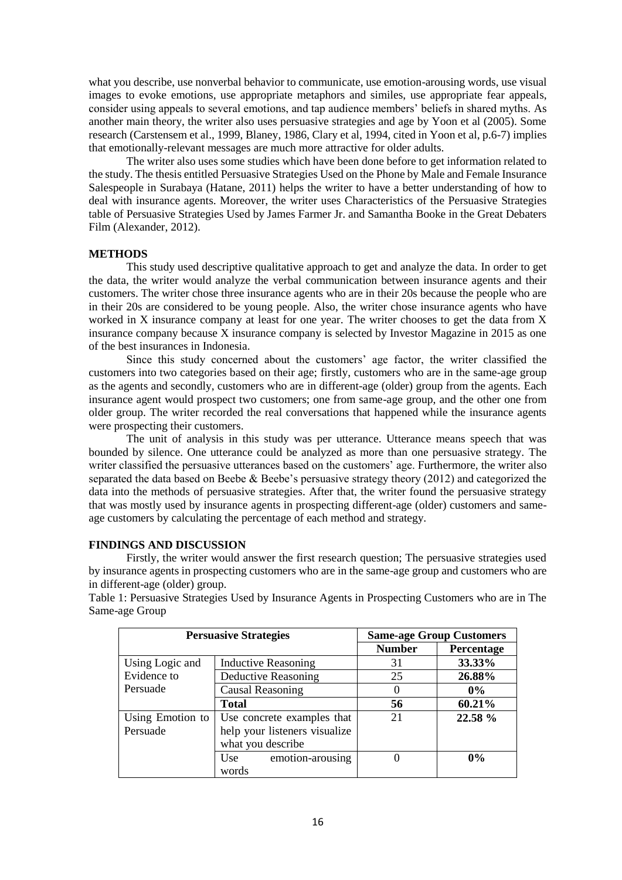what you describe, use nonverbal behavior to communicate, use emotion-arousing words, use visual images to evoke emotions, use appropriate metaphors and similes, use appropriate fear appeals, consider using appeals to several emotions, and tap audience members' beliefs in shared myths. As another main theory, the writer also uses persuasive strategies and age by Yoon et al (2005). Some research (Carstensem et al., 1999, Blaney, 1986, Clary et al, 1994, cited in Yoon et al, p.6-7) implies that emotionally-relevant messages are much more attractive for older adults.

The writer also uses some studies which have been done before to get information related to the study. The thesis entitled Persuasive Strategies Used on the Phone by Male and Female Insurance Salespeople in Surabaya (Hatane, 2011) helps the writer to have a better understanding of how to deal with insurance agents. Moreover, the writer uses Characteristics of the Persuasive Strategies table of Persuasive Strategies Used by James Farmer Jr. and Samantha Booke in the Great Debaters Film (Alexander, 2012).

## METHODS

This study used descriptive qualitative approach to get and analyze the data. In order to get the data, the writer would analyze the verbal communication between insurance agents and their customers. The writer chose three insurance agents who are in their 20s because the people who are in their 20s are considered to be young people. Also, the writer chose insurance agents who have worked in X insurance company at least for one year. The writer chooses to get the data from X insurance company because X insurance company is selected by Investor Magazine in 2015 as one of the best insurances in Indonesia.

Since this study concerned about the customers' age factor, the writer classified the customers into two categories based on their age; firstly, customers who are in the same-age group as the agents and secondly, customers who are in different-age (older) group from the agents. Each insurance agent would prospect two customers; one from same-age group, and the other one from older group. The writer recorded the real conversations that happened while the insurance agents were prospecting their customers.

The unit of analysis in this study was per utterance. Utterance means speech that was bounded by silence. One utterance could be analyzed as more than one persuasive strategy. The writer classified the persuasive utterances based on the customers' age. Furthermore, the writer also separated the data based on Beebe & Beebe's persuasive strategy theory (2012) and categorized the data into the methods of persuasive strategies. After that, the writer found the persuasive strategy that was mostly used by insurance agents in prospecting different-age (older) customers and same-age customers by calculating the percentage of each method and strategy.

## FINDINGS AND DISCUSSION

Firstly, the writer would answer the first research question; The persuasive strategies used by insurance agents in prospecting customers who are in the same-age group and customers who are in different-age (older) group.

Table 1: Persuasive Strategies Used by Insurance Agents in Prospecting Customers who are in The Same-age Group

| **Persuasive Strategies** | | **Same-age Group Customers** | |
|---|---|---|---|
| | | **Number** | **Percentage** |
| Using Logic and Evidence to Persuade | Inductive Reasoning | 31 | **33.33%** |
| | Deductive Reasoning | 25 | **26.88%** |
| | Causal Reasoning | 0 | **0%** |
| | **Total** | **56** | **60.21%** |
| Using Emotion to Persuade | Use concrete examples that help your listeners visualize what you describe | 21 | **22.58 %** |
| | Use emotion-arousing words | 0 | **0%** |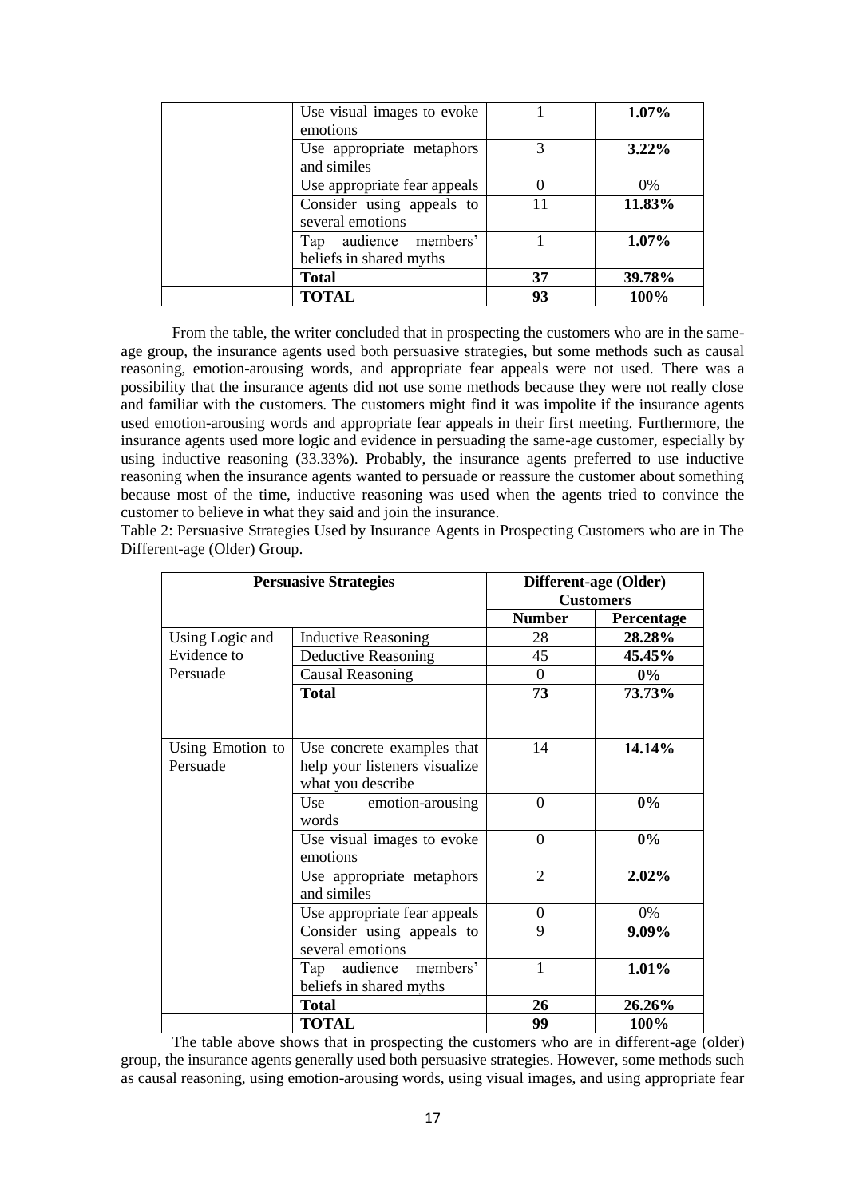| | | | |
|---|---|---|---|
| | Use visual images to evoke emotions | 1 | **1.07%** |
| | Use appropriate metaphors and similes | 3 | **3.22%** |
| | Use appropriate fear appeals | 0 | 0% |
| | Consider using appeals to several emotions | 11 | **11.83%** |
| | Tap audience members' beliefs in shared myths | 1 | **1.07%** |
| | **Total** | **37** | **39.78%** |
| | **TOTAL** | **93** | **100%** |

From the table, the writer concluded that in prospecting the customers who are in the same-age group, the insurance agents used both persuasive strategies, but some methods such as causal reasoning, emotion-arousing words, and appropriate fear appeals were not used. There was a possibility that the insurance agents did not use some methods because they were not really close and familiar with the customers. The customers might find it was impolite if the insurance agents used emotion-arousing words and appropriate fear appeals in their first meeting. Furthermore, the insurance agents used more logic and evidence in persuading the same-age customer, especially by using inductive reasoning (33.33%). Probably, the insurance agents preferred to use inductive reasoning when the insurance agents wanted to persuade or reassure the customer about something because most of the time, inductive reasoning was used when the agents tried to convince the customer to believe in what they said and join the insurance.

Table 2: Persuasive Strategies Used by Insurance Agents in Prospecting Customers who are in The Different-age (Older) Group.

| **Persuasive Strategies** | | **Different-age (Older) Customers** | |
|---|---|---|---|
| | | **Number** | **Percentage** |
| Using Logic and Evidence to Persuade | Inductive Reasoning | 28 | **28.28%** |
| | Deductive Reasoning | 45 | **45.45%** |
| | Causal Reasoning | 0 | **0%** |
| | **Total** | **73** | **73.73%** |
| Using Emotion to Persuade | Use concrete examples that help your listeners visualize what you describe | 14 | **14.14%** |
| | Use emotion-arousing words | 0 | **0%** |
| | Use visual images to evoke emotions | 0 | **0%** |
| | Use appropriate metaphors and similes | 2 | **2.02%** |
| | Use appropriate fear appeals | 0 | 0% |
| | Consider using appeals to several emotions | 9 | **9.09%** |
| | Tap audience members' beliefs in shared myths | 1 | **1.01%** |
| | **Total** | **26** | **26.26%** |
| | **TOTAL** | **99** | **100%** |

The table above shows that in prospecting the customers who are in different-age (older) group, the insurance agents generally used both persuasive strategies. However, some methods such as causal reasoning, using emotion-arousing words, using visual images, and using appropriate fear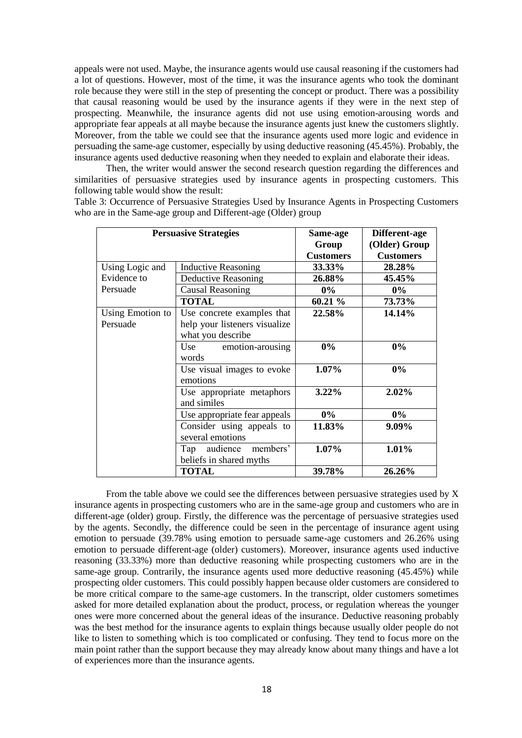appeals were not used. Maybe, the insurance agents would use causal reasoning if the customers had a lot of questions. However, most of the time, it was the insurance agents who took the dominant role because they were still in the step of presenting the concept or product. There was a possibility that causal reasoning would be used by the insurance agents if they were in the next step of prospecting. Meanwhile, the insurance agents did not use using emotion-arousing words and appropriate fear appeals at all maybe because the insurance agents just knew the customers slightly. Moreover, from the table we could see that the insurance agents used more logic and evidence in persuading the same-age customer, especially by using deductive reasoning (45.45%). Probably, the insurance agents used deductive reasoning when they needed to explain and elaborate their ideas.

Then, the writer would answer the second research question regarding the differences and similarities of persuasive strategies used by insurance agents in prospecting customers. This following table would show the result:

Table 3: Occurrence of Persuasive Strategies Used by Insurance Agents in Prospecting Customers who are in the Same-age group and Different-age (Older) group

| Persuasive Strategies | | Same-age Group Customers | Different-age (Older) Group Customers |
|---|---|---|---|
| Using Logic and Evidence to Persuade | Inductive Reasoning | **33.33%** | **28.28%** |
| | Deductive Reasoning | **26.88%** | **45.45%** |
| | Causal Reasoning | **0%** | **0%** |
| | **TOTAL** | **60.21 %** | **73.73%** |
| Using Emotion to Persuade | Use concrete examples that help your listeners visualize what you describe | **22.58%** | **14.14%** |
| | Use emotion-arousing words | **0%** | **0%** |
| | Use visual images to evoke emotions | **1.07%** | **0%** |
| | Use appropriate metaphors and similes | **3.22%** | **2.02%** |
| | Use appropriate fear appeals | **0%** | **0%** |
| | Consider using appeals to several emotions | **11.83%** | **9.09%** |
| | Tap audience members' beliefs in shared myths | **1.07%** | **1.01%** |
| | **TOTAL** | **39.78%** | **26.26%** |

From the table above we could see the differences between persuasive strategies used by X insurance agents in prospecting customers who are in the same-age group and customers who are in different-age (older) group. Firstly, the difference was the percentage of persuasive strategies used by the agents. Secondly, the difference could be seen in the percentage of insurance agent using emotion to persuade (39.78% using emotion to persuade same-age customers and 26.26% using emotion to persuade different-age (older) customers). Moreover, insurance agents used inductive reasoning (33.33%) more than deductive reasoning while prospecting customers who are in the same-age group. Contrarily, the insurance agents used more deductive reasoning (45.45%) while prospecting older customers. This could possibly happen because older customers are considered to be more critical compare to the same-age customers. In the transcript, older customers sometimes asked for more detailed explanation about the product, process, or regulation whereas the younger ones were more concerned about the general ideas of the insurance. Deductive reasoning probably was the best method for the insurance agents to explain things because usually older people do not like to listen to something which is too complicated or confusing. They tend to focus more on the main point rather than the support because they may already know about many things and have a lot of experiences more than the insurance agents.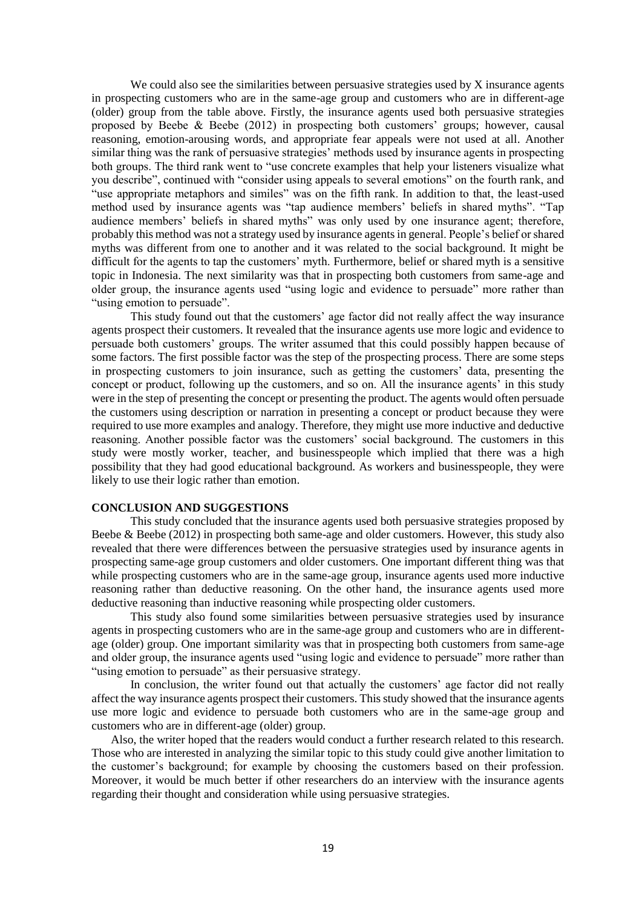We could also see the similarities between persuasive strategies used by X insurance agents in prospecting customers who are in the same-age group and customers who are in different-age (older) group from the table above. Firstly, the insurance agents used both persuasive strategies proposed by Beebe & Beebe (2012) in prospecting both customers' groups; however, causal reasoning, emotion-arousing words, and appropriate fear appeals were not used at all. Another similar thing was the rank of persuasive strategies' methods used by insurance agents in prospecting both groups. The third rank went to "use concrete examples that help your listeners visualize what you describe", continued with "consider using appeals to several emotions" on the fourth rank, and "use appropriate metaphors and similes" was on the fifth rank. In addition to that, the least-used method used by insurance agents was "tap audience members' beliefs in shared myths". "Tap audience members' beliefs in shared myths" was only used by one insurance agent; therefore, probably this method was not a strategy used by insurance agents in general. People's belief or shared myths was different from one to another and it was related to the social background. It might be difficult for the agents to tap the customers' myth. Furthermore, belief or shared myth is a sensitive topic in Indonesia. The next similarity was that in prospecting both customers from same-age and older group, the insurance agents used "using logic and evidence to persuade" more rather than "using emotion to persuade".

This study found out that the customers' age factor did not really affect the way insurance agents prospect their customers. It revealed that the insurance agents use more logic and evidence to persuade both customers' groups. The writer assumed that this could possibly happen because of some factors. The first possible factor was the step of the prospecting process. There are some steps in prospecting customers to join insurance, such as getting the customers' data, presenting the concept or product, following up the customers, and so on. All the insurance agents' in this study were in the step of presenting the concept or presenting the product. The agents would often persuade the customers using description or narration in presenting a concept or product because they were required to use more examples and analogy. Therefore, they might use more inductive and deductive reasoning. Another possible factor was the customers' social background. The customers in this study were mostly worker, teacher, and businesspeople which implied that there was a high possibility that they had good educational background. As workers and businesspeople, they were likely to use their logic rather than emotion.

## CONCLUSION AND SUGGESTIONS

This study concluded that the insurance agents used both persuasive strategies proposed by Beebe & Beebe (2012) in prospecting both same-age and older customers. However, this study also revealed that there were differences between the persuasive strategies used by insurance agents in prospecting same-age group customers and older customers. One important different thing was that while prospecting customers who are in the same-age group, insurance agents used more inductive reasoning rather than deductive reasoning. On the other hand, the insurance agents used more deductive reasoning than inductive reasoning while prospecting older customers.

This study also found some similarities between persuasive strategies used by insurance agents in prospecting customers who are in the same-age group and customers who are in different-age (older) group. One important similarity was that in prospecting both customers from same-age and older group, the insurance agents used "using logic and evidence to persuade" more rather than "using emotion to persuade" as their persuasive strategy.

In conclusion, the writer found out that actually the customers' age factor did not really affect the way insurance agents prospect their customers. This study showed that the insurance agents use more logic and evidence to persuade both customers who are in the same-age group and customers who are in different-age (older) group.

Also, the writer hoped that the readers would conduct a further research related to this research. Those who are interested in analyzing the similar topic to this study could give another limitation to the customer's background; for example by choosing the customers based on their profession. Moreover, it would be much better if other researchers do an interview with the insurance agents regarding their thought and consideration while using persuasive strategies.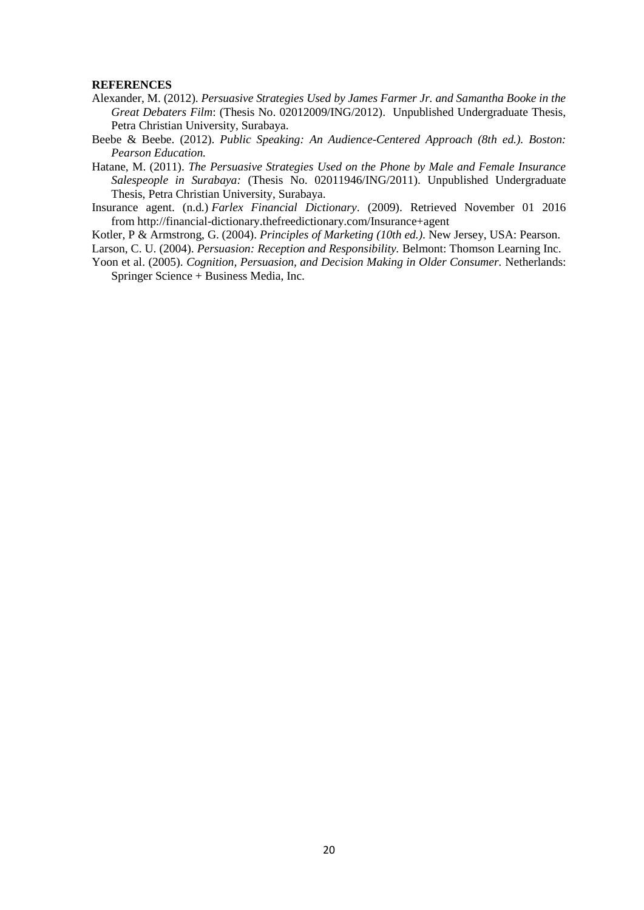**REFERENCES**

Alexander, M. (2012). *Persuasive Strategies Used by James Farmer Jr. and Samantha Booke in the Great Debaters Film*: (Thesis No. 02012009/ING/2012). Unpublished Undergraduate Thesis, Petra Christian University, Surabaya.

Beebe & Beebe. (2012). *Public Speaking: An Audience-Centered Approach (8th ed.). Boston: Pearson Education.*

Hatane, M. (2011). *The Persuasive Strategies Used on the Phone by Male and Female Insurance Salespeople in Surabaya:* (Thesis No. 02011946/ING/2011). Unpublished Undergraduate Thesis, Petra Christian University, Surabaya.

Insurance agent. (n.d.) *Farlex Financial Dictionary*. (2009). Retrieved November 01 2016 from http://financial-dictionary.thefreedictionary.com/Insurance+agent

Kotler, P & Armstrong, G. (2004). *Principles of Marketing (10th ed.)*. New Jersey, USA: Pearson.

Larson, C. U. (2004). *Persuasion: Reception and Responsibility.* Belmont: Thomson Learning Inc.

Yoon et al. (2005). *Cognition, Persuasion, and Decision Making in Older Consumer.* Netherlands: Springer Science + Business Media, Inc.